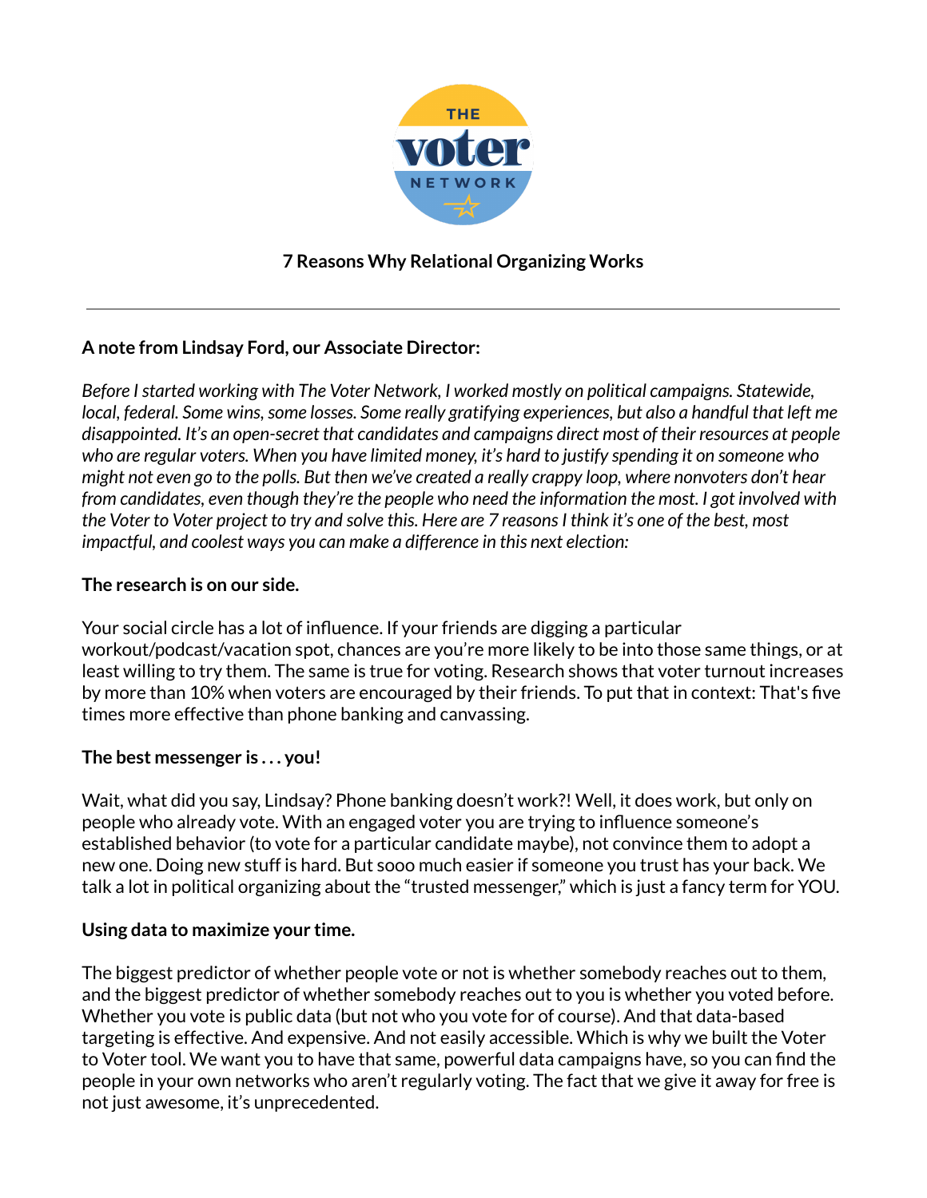# 7 Reasons Why Relational Organizing Works

---

**A note from Lindsay Ford, our Associate Director:**

*Before I started working with The Voter Network, I worked mostly on political campaigns. Statewide, local, federal. Some wins, some losses. Some really gratifying experiences, but also a handful that left me disappointed. It's an open-secret that candidates and campaigns direct most of their resources at people who are regular voters. When you have limited money, it's hard to justify spending it on someone who might not even go to the polls. But then we've created a really crappy loop, where nonvoters don't hear from candidates, even though they're the people who need the information the most. I got involved with the Voter to Voter project to try and solve this. Here are 7 reasons I think it's one of the best, most impactful, and coolest ways you can make a difference in this next election:*

**The research is on our side.**

Your social circle has a lot of influence. If your friends are digging a particular workout/podcast/vacation spot, chances are you're more likely to be into those same things, or at least willing to try them. The same is true for voting. Research shows that voter turnout increases by more than 10% when voters are encouraged by their friends. To put that in context: That's five times more effective than phone banking and canvassing.

**The best messenger is . . . you!**

Wait, what did you say, Lindsay? Phone banking doesn't work?! Well, it does work, but only on people who already vote. With an engaged voter you are trying to influence someone's established behavior (to vote for a particular candidate maybe), not convince them to adopt a new one. Doing new stuff is hard. But sooo much easier if someone you trust has your back. We talk a lot in political organizing about the "trusted messenger," which is just a fancy term for YOU.

**Using data to maximize your time.**

The biggest predictor of whether people vote or not is whether somebody reaches out to them, and the biggest predictor of whether somebody reaches out to you is whether you voted before. Whether you vote is public data (but not who you vote for of course). And that data-based targeting is effective. And expensive. And not easily accessible. Which is why we built the Voter to Voter tool. We want you to have that same, powerful data campaigns have, so you can find the people in your own networks who aren't regularly voting. The fact that we give it away for free is not just awesome, it's unprecedented.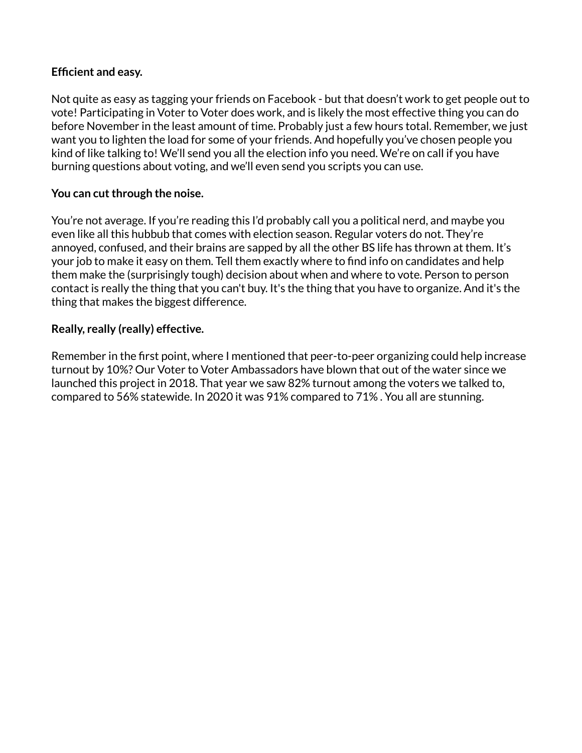**Efficient and easy.**

Not quite as easy as tagging your friends on Facebook - but that doesn't work to get people out to vote! Participating in Voter to Voter does work, and is likely the most effective thing you can do before November in the least amount of time. Probably just a few hours total. Remember, we just want you to lighten the load for some of your friends. And hopefully you've chosen people you kind of like talking to! We'll send you all the election info you need. We're on call if you have burning questions about voting, and we'll even send you scripts you can use.

**You can cut through the noise.**

You're not average. If you're reading this I'd probably call you a political nerd, and maybe you even like all this hubbub that comes with election season. Regular voters do not. They're annoyed, confused, and their brains are sapped by all the other BS life has thrown at them. It's your job to make it easy on them. Tell them exactly where to find info on candidates and help them make the (surprisingly tough) decision about when and where to vote. Person to person contact is really the thing that you can't buy. It's the thing that you have to organize. And it's the thing that makes the biggest difference.

**Really, really (really) effective.**

Remember in the first point, where I mentioned that peer-to-peer organizing could help increase turnout by 10%? Our Voter to Voter Ambassadors have blown that out of the water since we launched this project in 2018. That year we saw 82% turnout among the voters we talked to, compared to 56% statewide. In 2020 it was 91% compared to 71% . You all are stunning.